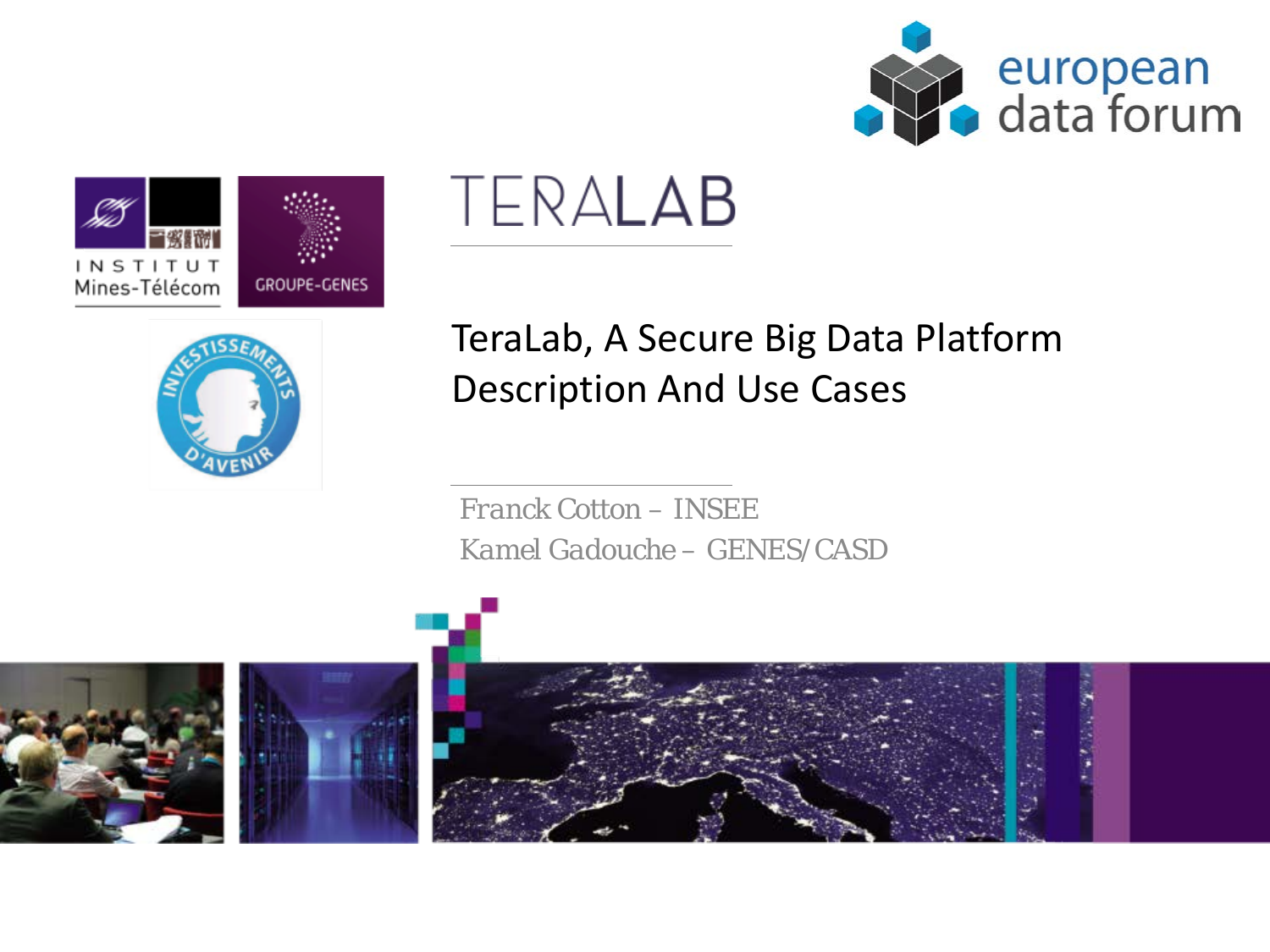# TERALAB

## TeraLab, A Secure Big Data Platform Description And Use Cases

Franck Cotton – INSEE

Kamel Gadouche – GENES/CASD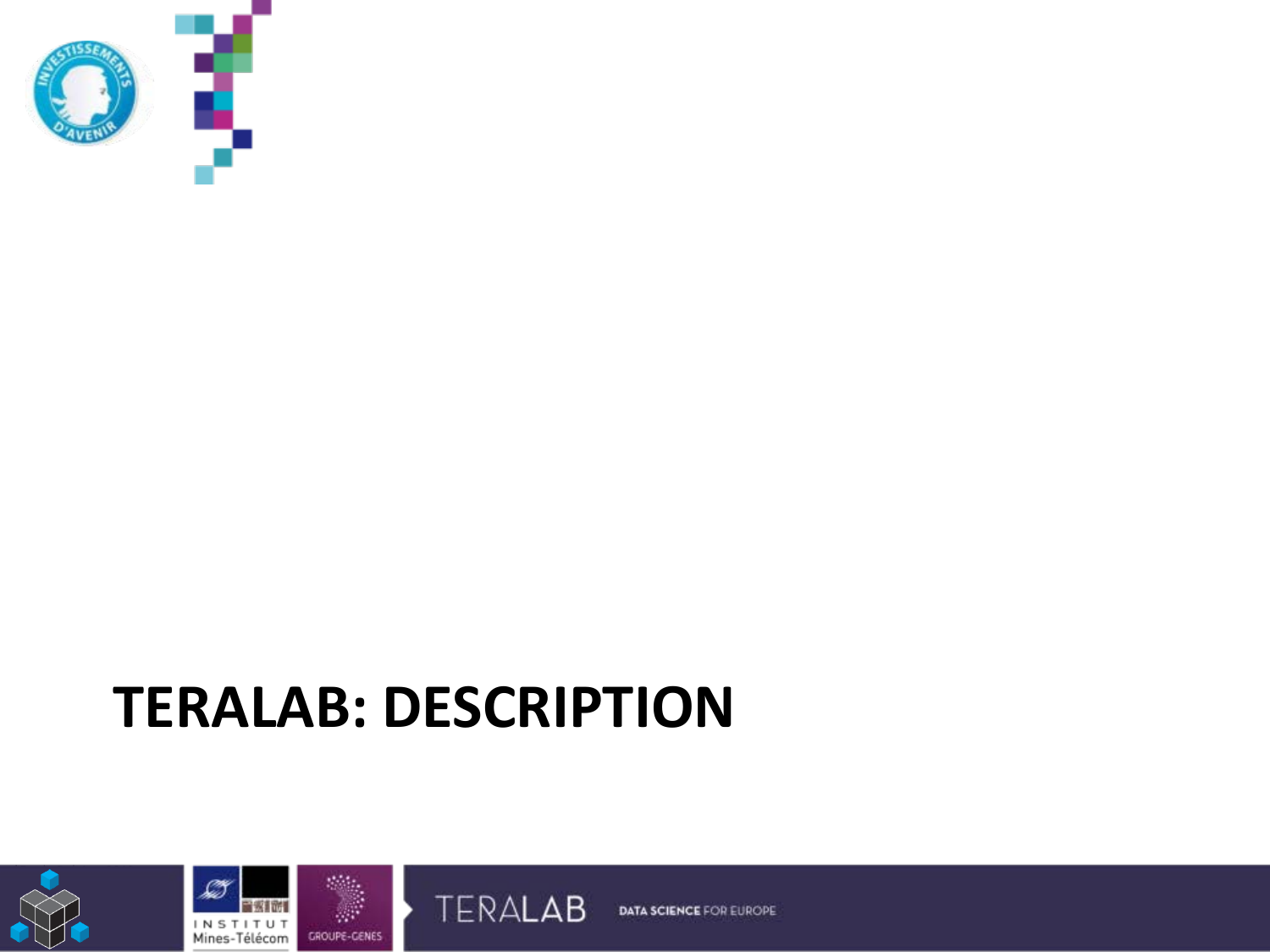# TERALAB: DESCRIPTION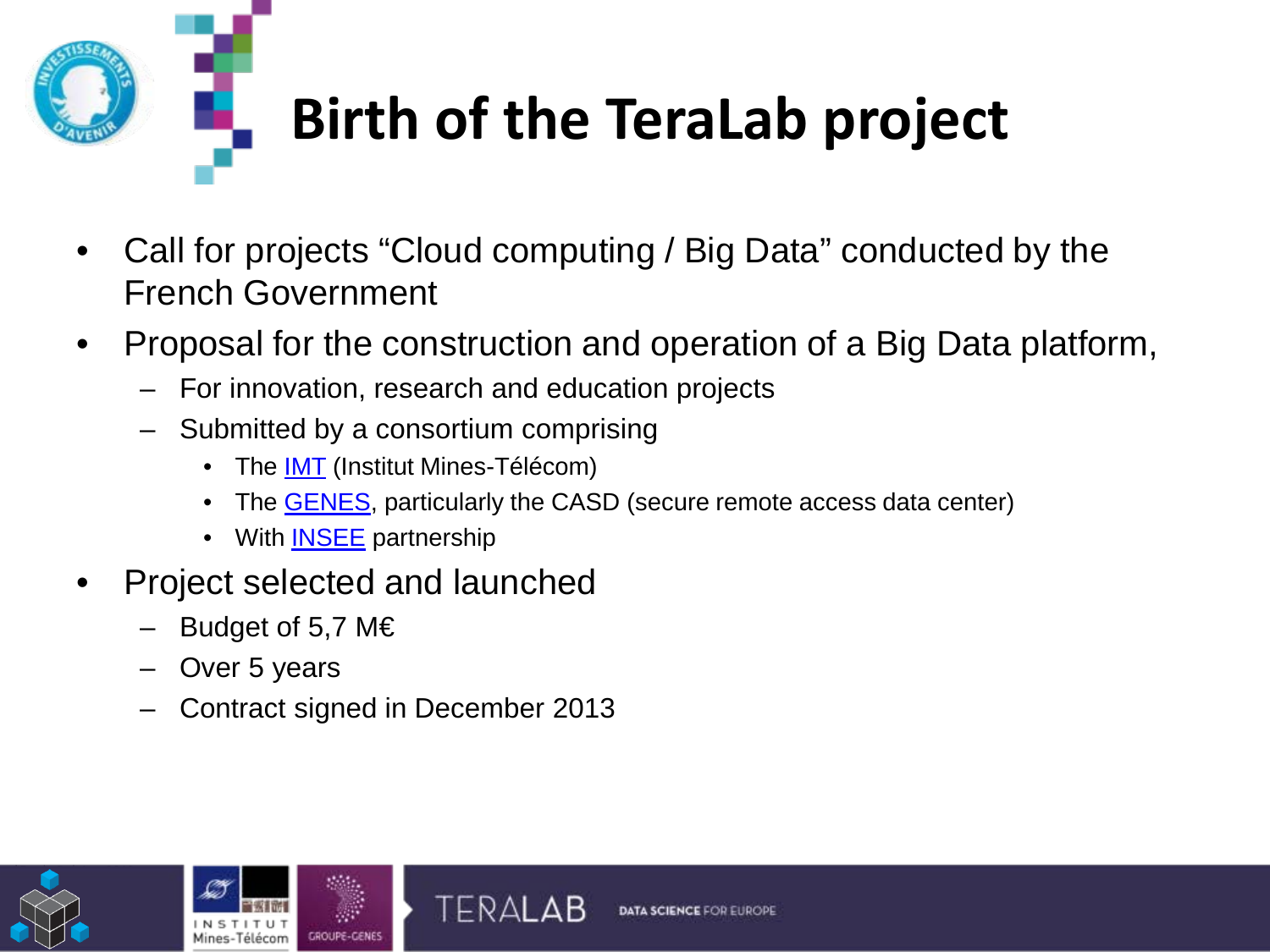# Birth of the TeraLab project

- Call for projects “Cloud computing / Big Data” conducted by the French Government
- Proposal for the construction and operation of a Big Data platform,
  - For innovation, research and education projects
  - Submitted by a consortium comprising
    - The IMT (Institut Mines-Télécom)
    - The GENES, particularly the CASD (secure remote access data center)
    - With INSEE partnership
- Project selected and launched
  - Budget of 5,7 M€
  - Over 5 years
  - Contract signed in December 2013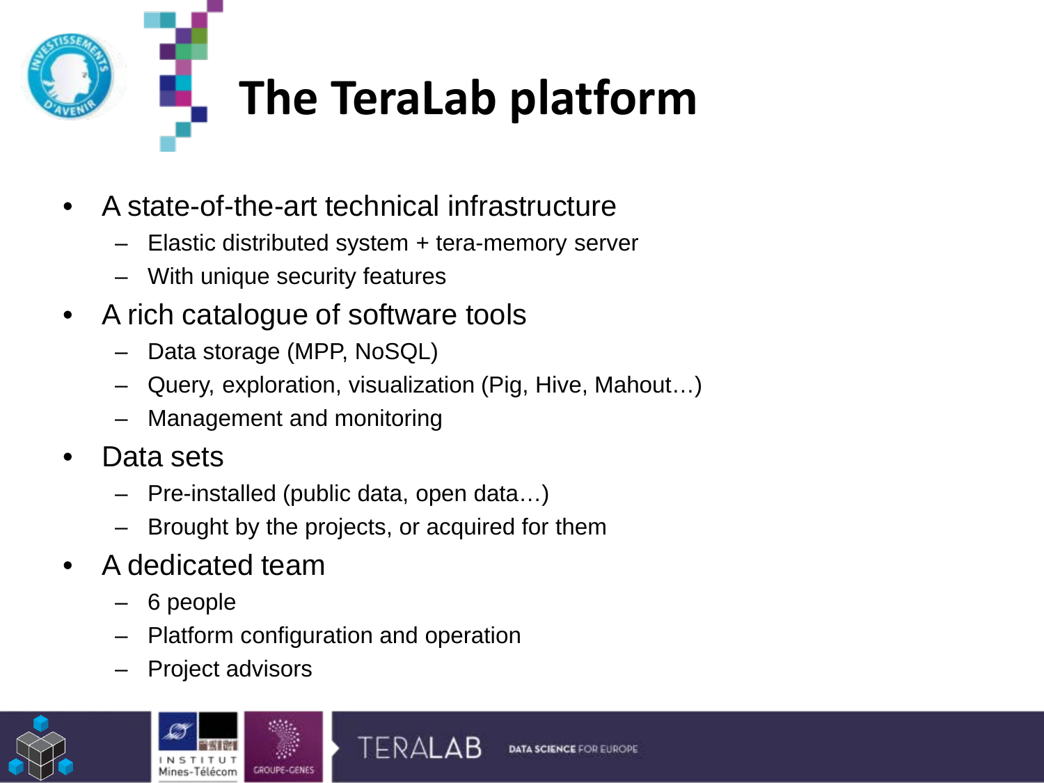# The TeraLab platform

- A state-of-the-art technical infrastructure
  - Elastic distributed system + tera-memory server
  - With unique security features
- A rich catalogue of software tools
  - Data storage (MPP, NoSQL)
  - Query, exploration, visualization (Pig, Hive, Mahout…)
  - Management and monitoring
- Data sets
  - Pre-installed (public data, open data…)
  - Brought by the projects, or acquired for them
- A dedicated team
  - 6 people
  - Platform configuration and operation
  - Project advisors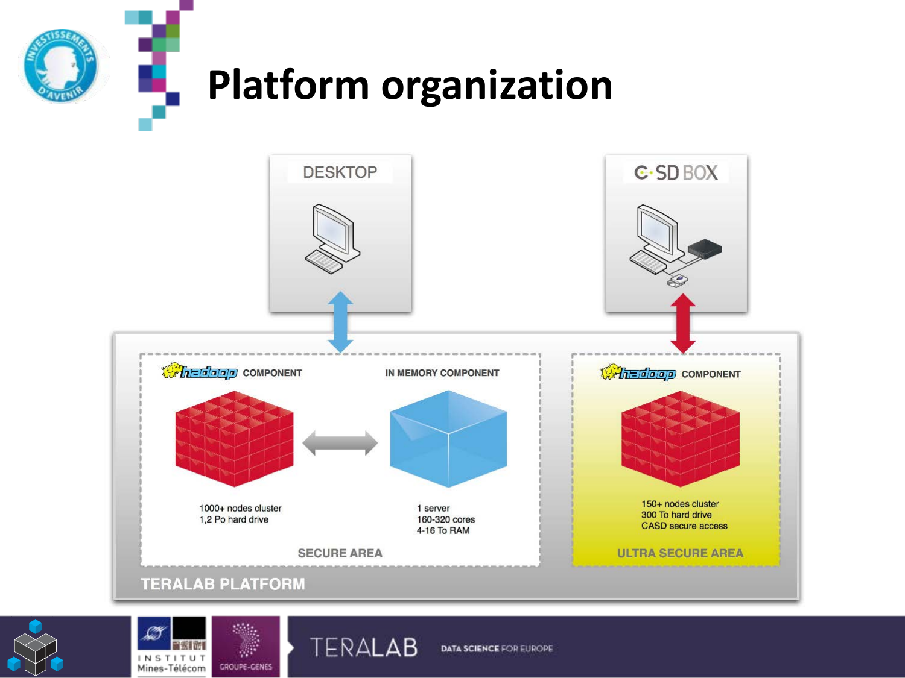# Platform organization

DESKTOP

C·SD BOX

hadoop COMPONENT

IN MEMORY COMPONENT

1000+ nodes cluster
1,2 Po hard drive

1 server
160-320 cores
4-16 To RAM

SECURE AREA

hadoop COMPONENT

150+ nodes cluster
300 To hard drive
CASD secure access

ULTRA SECURE AREA

TERALAB PLATFORM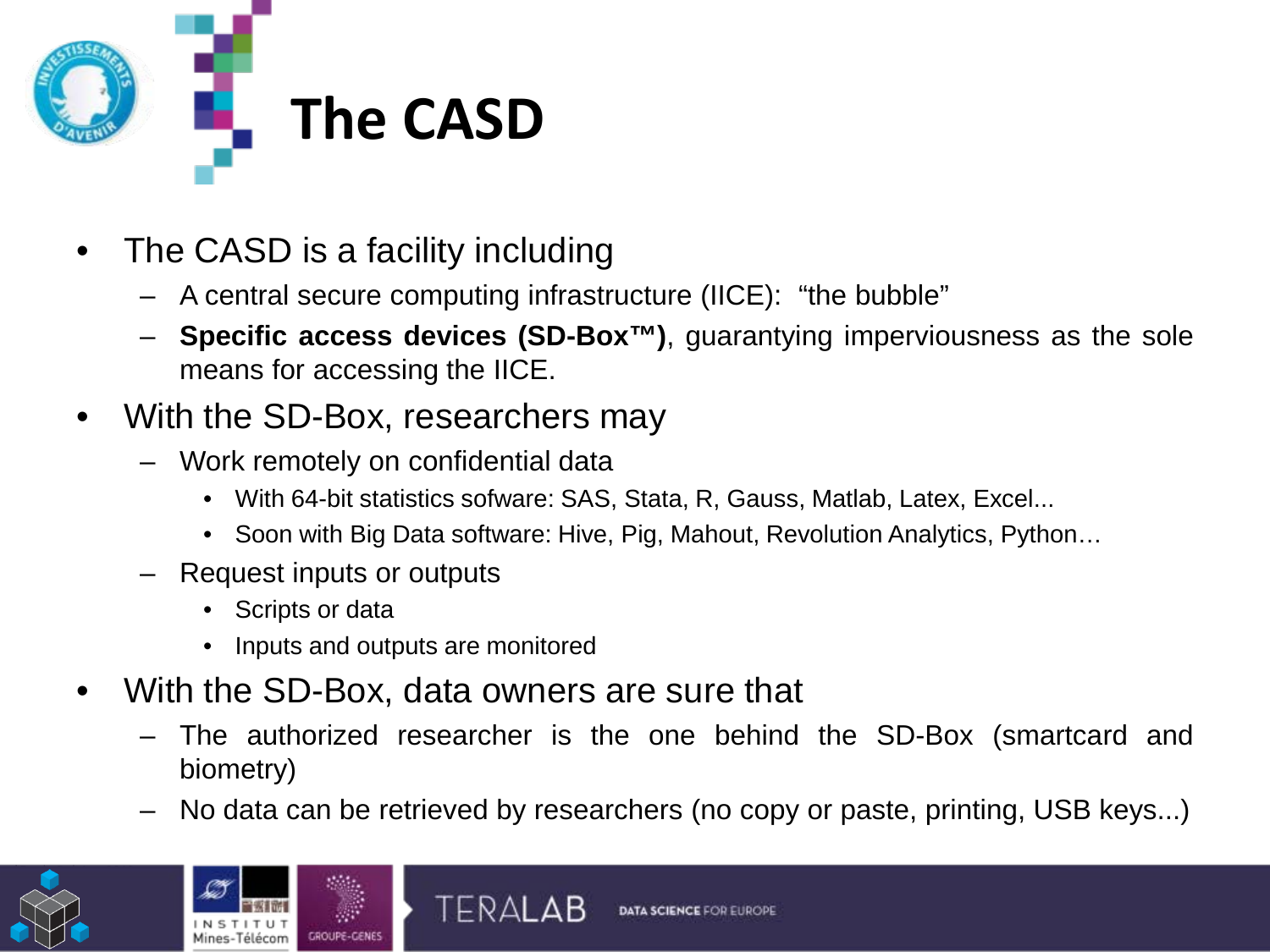# The CASD

- The CASD is a facility including
  - A central secure computing infrastructure (IICE): "the bubble"
  - **Specific access devices (SD-Box™)**, guarantying imperviousness as the sole means for accessing the IICE.
- With the SD-Box, researchers may
  - Work remotely on confidential data
    - With 64-bit statistics sofware: SAS, Stata, R, Gauss, Matlab, Latex, Excel...
    - Soon with Big Data software: Hive, Pig, Mahout, Revolution Analytics, Python…
  - Request inputs or outputs
    - Scripts or data
    - Inputs and outputs are monitored
- With the SD-Box, data owners are sure that
  - The authorized researcher is the one behind the SD-Box (smartcard and biometry)
  - No data can be retrieved by researchers (no copy or paste, printing, USB keys...)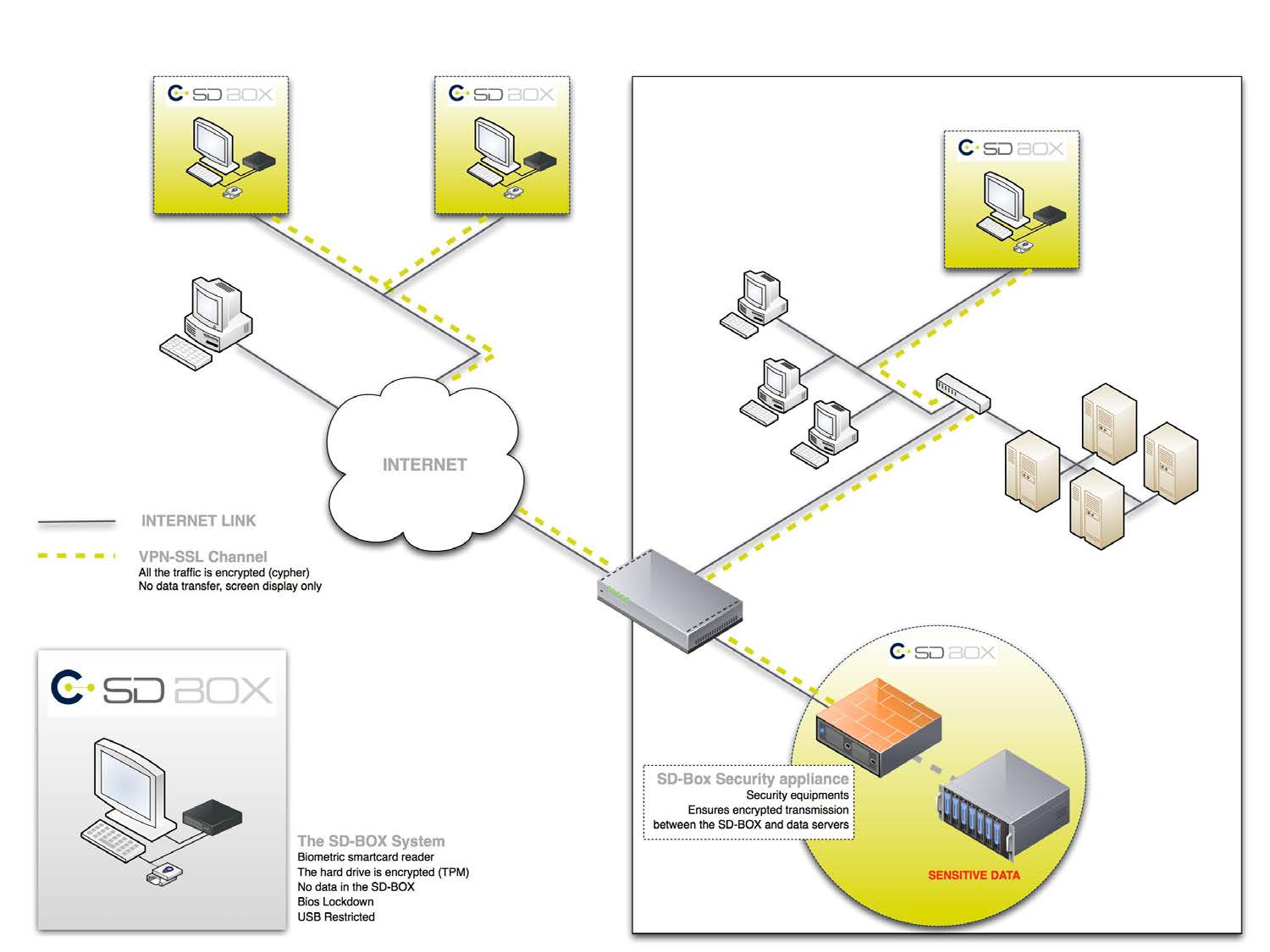INTERNET

INTERNET LINK

VPN-SSL Channel
All the traffic is encrypted (cypher)
No data transfer, screen display only

SD BOX

The SD-BOX System
Biometric smartcard reader
The hard drive is encrypted (TPM)
No data in the SD-BOX
Bios Lockdown
USB Restricted

SD-Box Security appliance
Security equipments
Ensures encrypted transmission
between the SD-BOX and data servers

SENSITIVE DATA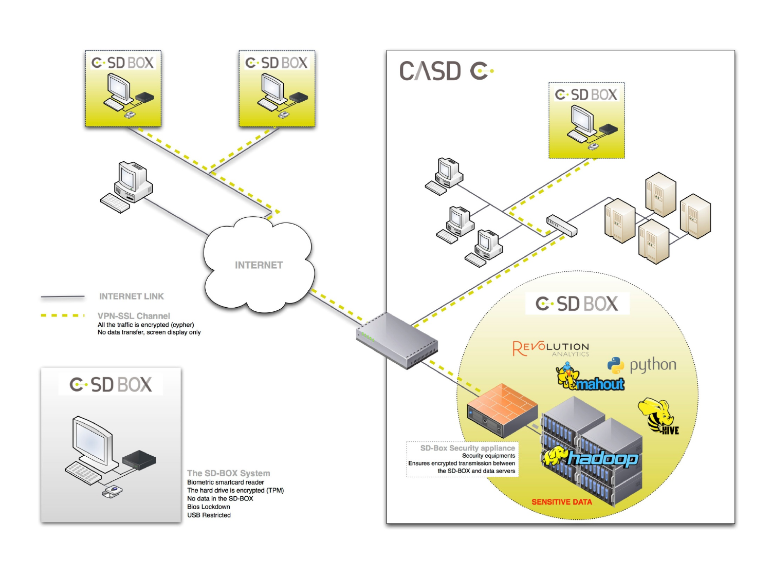C·SD BOX

C·SD BOX

INTERNET

INTERNET LINK

VPN-SSL Channel
All the traffic is encrypted (cypher)
No data transfer, screen display only

C·SD BOX

The SD-BOX System
Biometric smartcard reader
The hard drive is encrypted (TPM)
No data in the SD-BOX
Bios Lockdown
USB Restricted

CASD C·

C·SD BOX

C·SD BOX

REVOLUTION ANALYTICS

python

mahout

HIVE

hadoop

SD-Box Security appliance
Security equipments
Ensures encrypted transmission between the SD-BOX and data servers

SENSITIVE DATA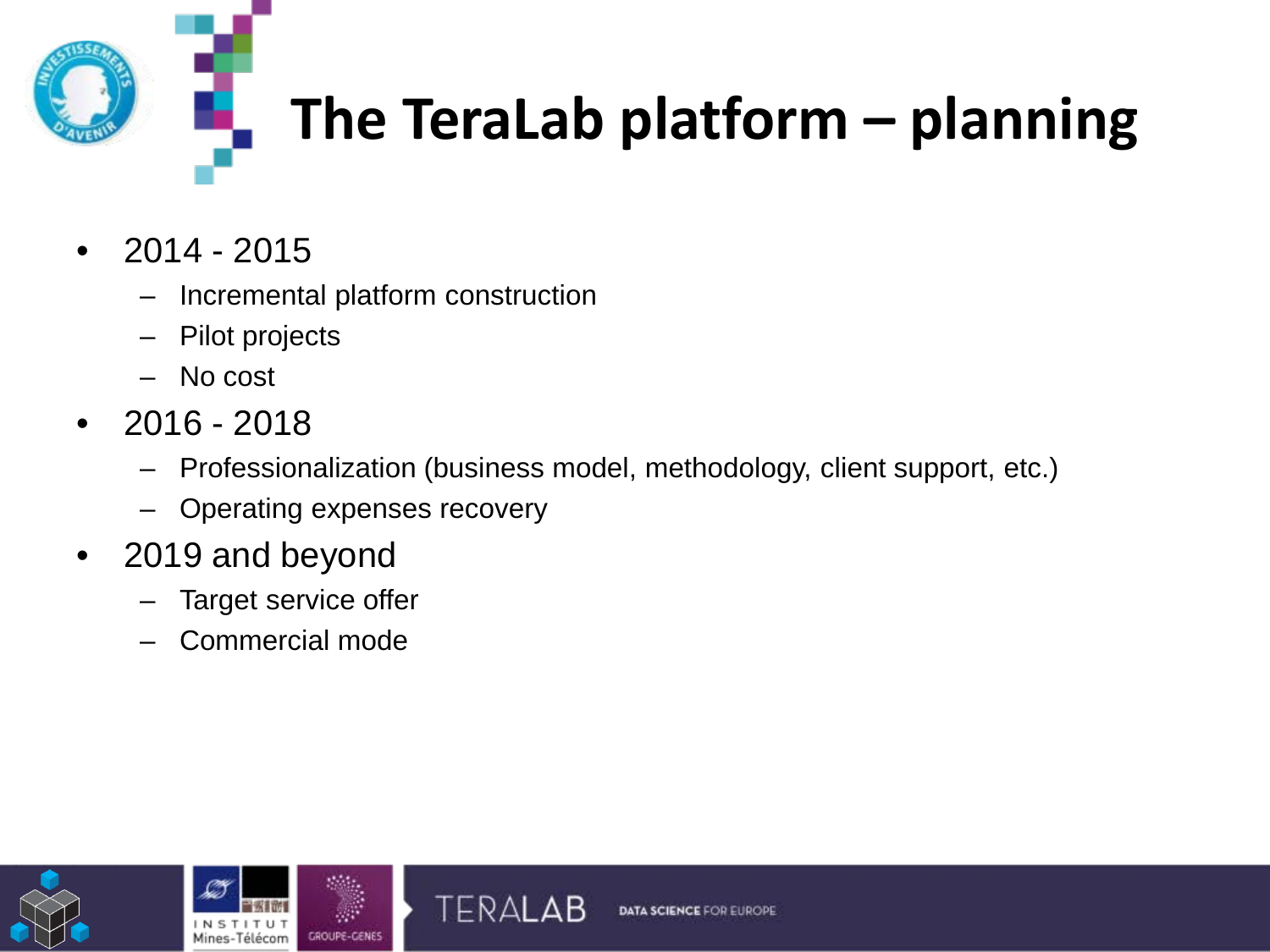# The TeraLab platform – planning

- 2014 - 2015
  - Incremental platform construction
  - Pilot projects
  - No cost
- 2016 - 2018
  - Professionalization (business model, methodology, client support, etc.)
  - Operating expenses recovery
- 2019 and beyond
  - Target service offer
  - Commercial mode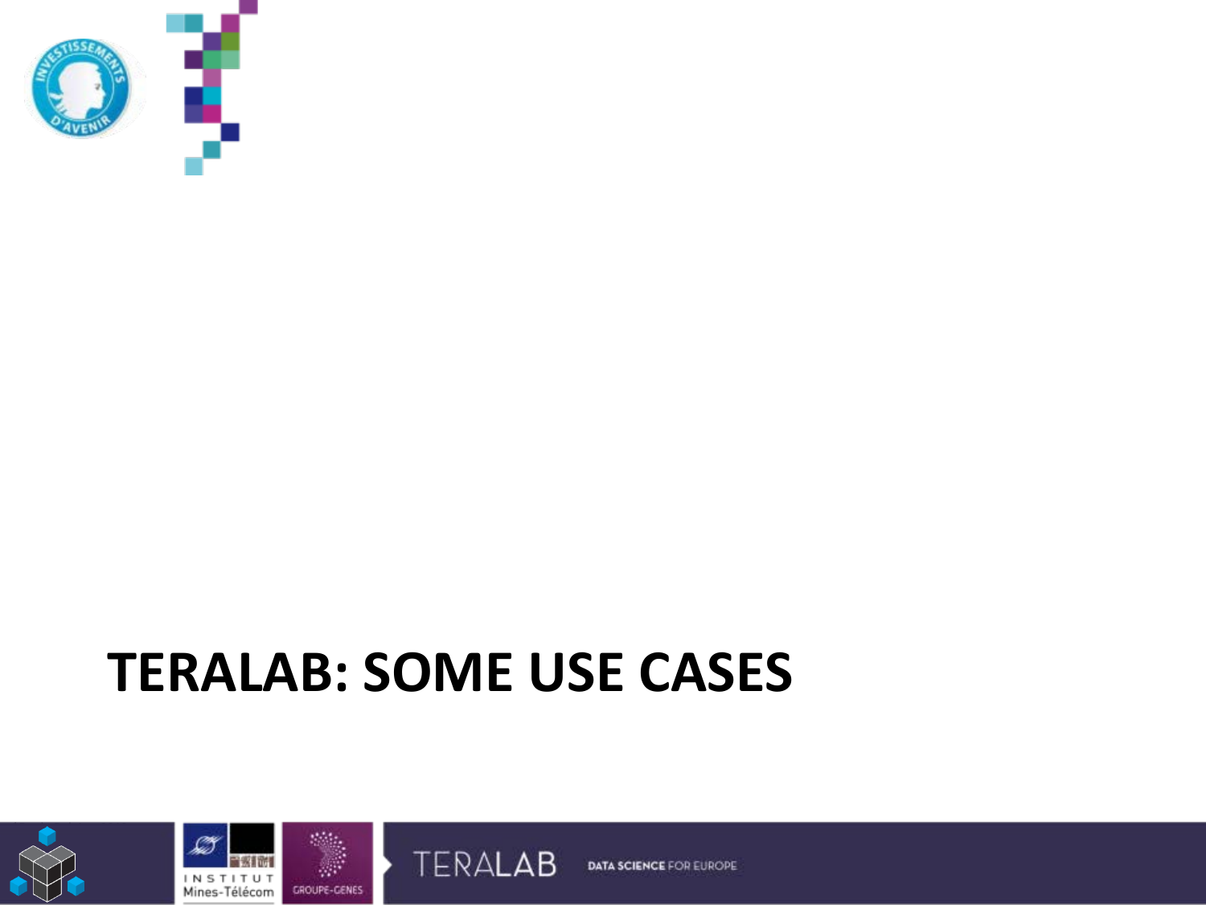# TERALAB: SOME USE CASES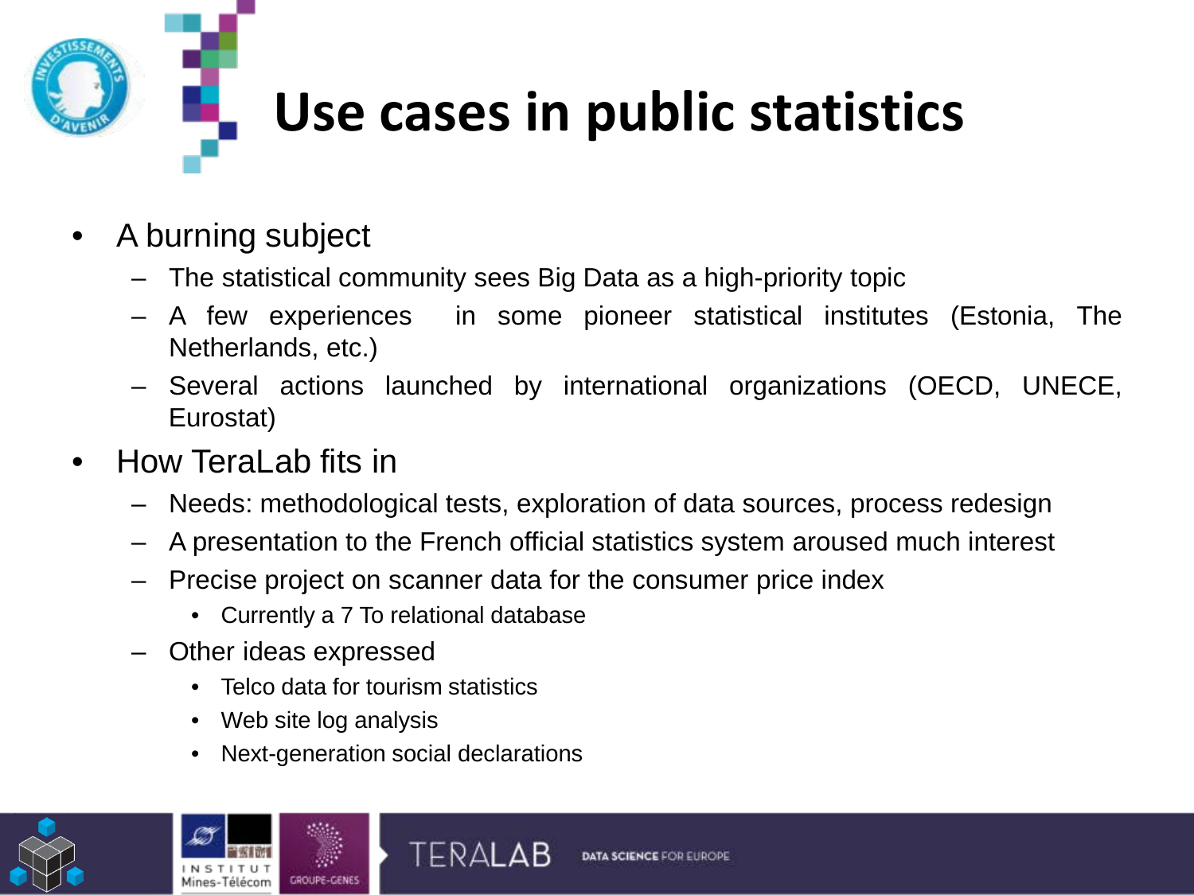# Use cases in public statistics

- A burning subject
  - The statistical community sees Big Data as a high-priority topic
  - A few experiences in some pioneer statistical institutes (Estonia, The Netherlands, etc.)
  - Several actions launched by international organizations (OECD, UNECE, Eurostat)
- How TeraLab fits in
  - Needs: methodological tests, exploration of data sources, process redesign
  - A presentation to the French official statistics system aroused much interest
  - Precise project on scanner data for the consumer price index
    - Currently a 7 To relational database
  - Other ideas expressed
    - Telco data for tourism statistics
    - Web site log analysis
    - Next-generation social declarations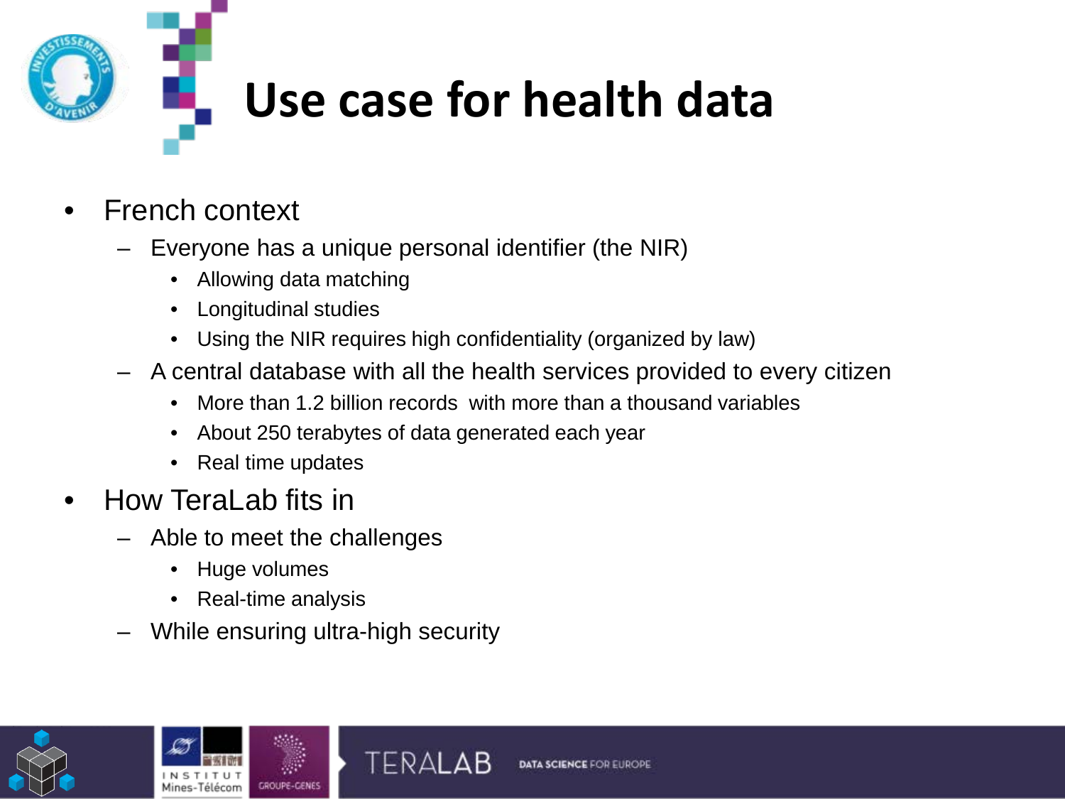# Use case for health data

- French context
  - Everyone has a unique personal identifier (the NIR)
    - Allowing data matching
    - Longitudinal studies
    - Using the NIR requires high confidentiality (organized by law)
  - A central database with all the health services provided to every citizen
    - More than 1.2 billion records with more than a thousand variables
    - About 250 terabytes of data generated each year
    - Real time updates
- How TeraLab fits in
  - Able to meet the challenges
    - Huge volumes
    - Real-time analysis
  - While ensuring ultra-high security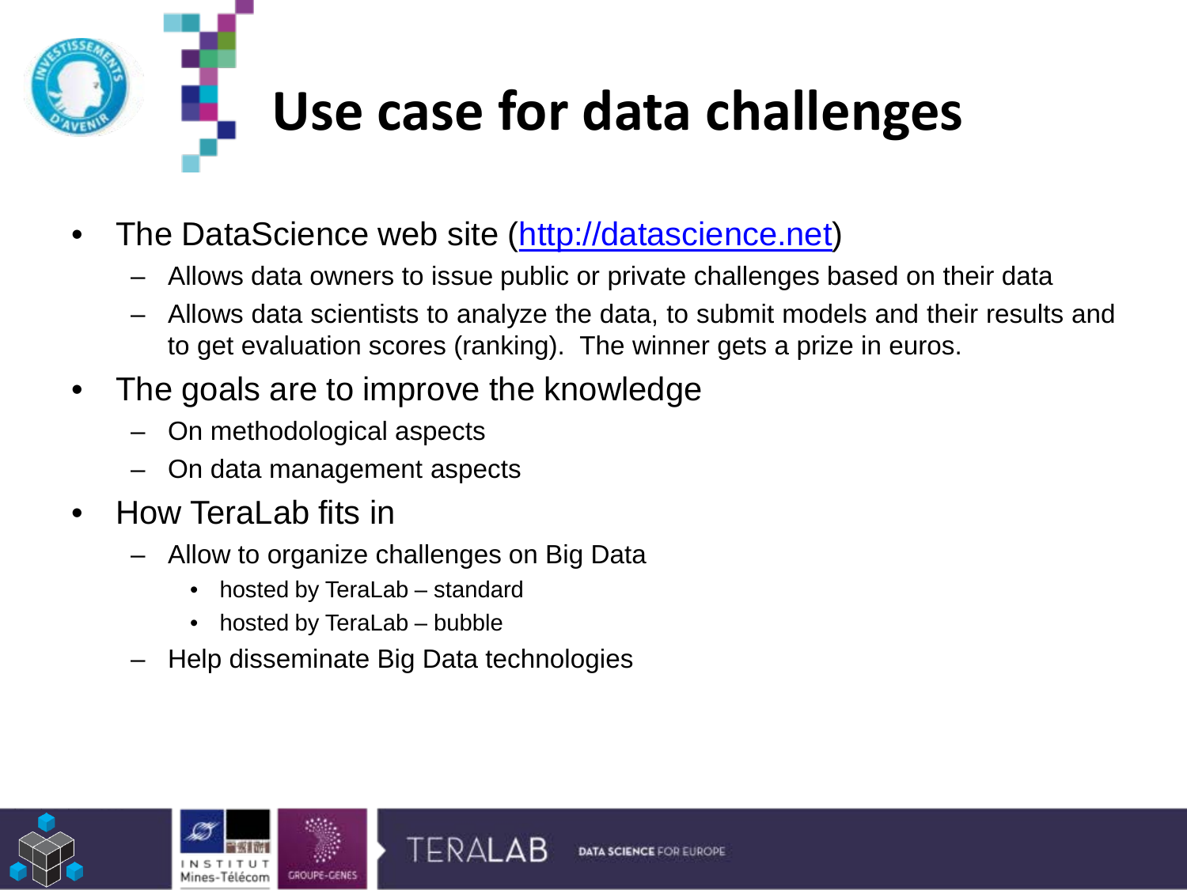# Use case for data challenges

- The DataScience web site (http://datascience.net)
  - Allows data owners to issue public or private challenges based on their data
  - Allows data scientists to analyze the data, to submit models and their results and to get evaluation scores (ranking). The winner gets a prize in euros.
- The goals are to improve the knowledge
  - On methodological aspects
  - On data management aspects
- How TeraLab fits in
  - Allow to organize challenges on Big Data
    - hosted by TeraLab – standard
    - hosted by TeraLab – bubble
  - Help disseminate Big Data technologies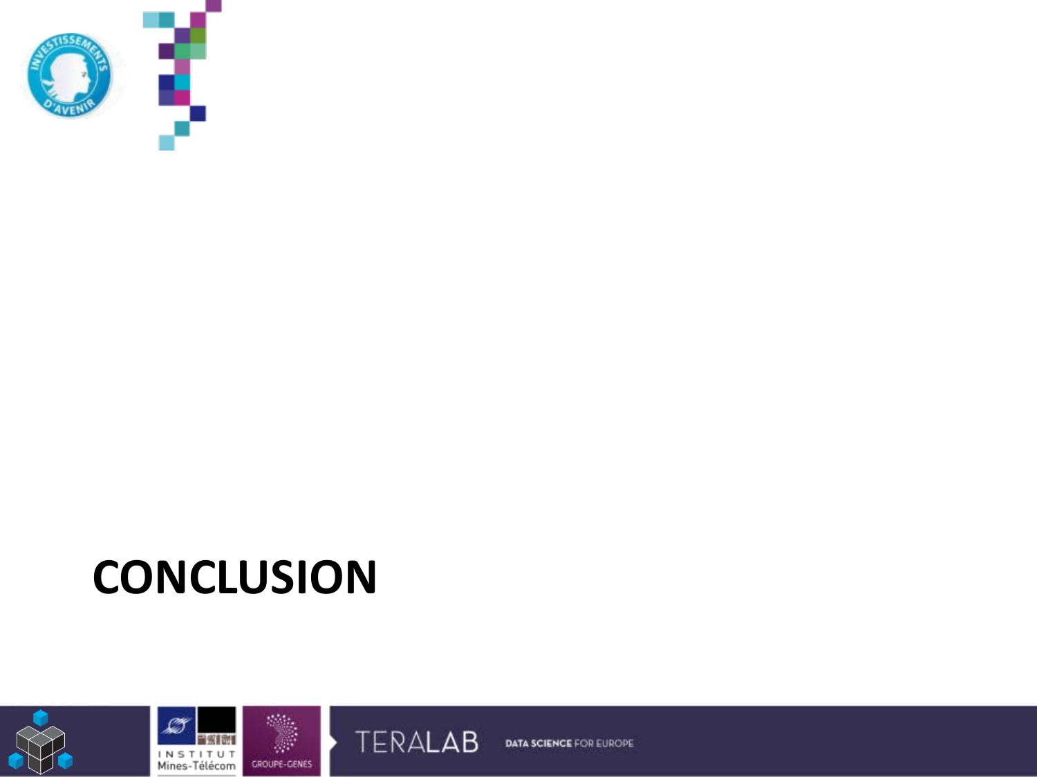# CONCLUSION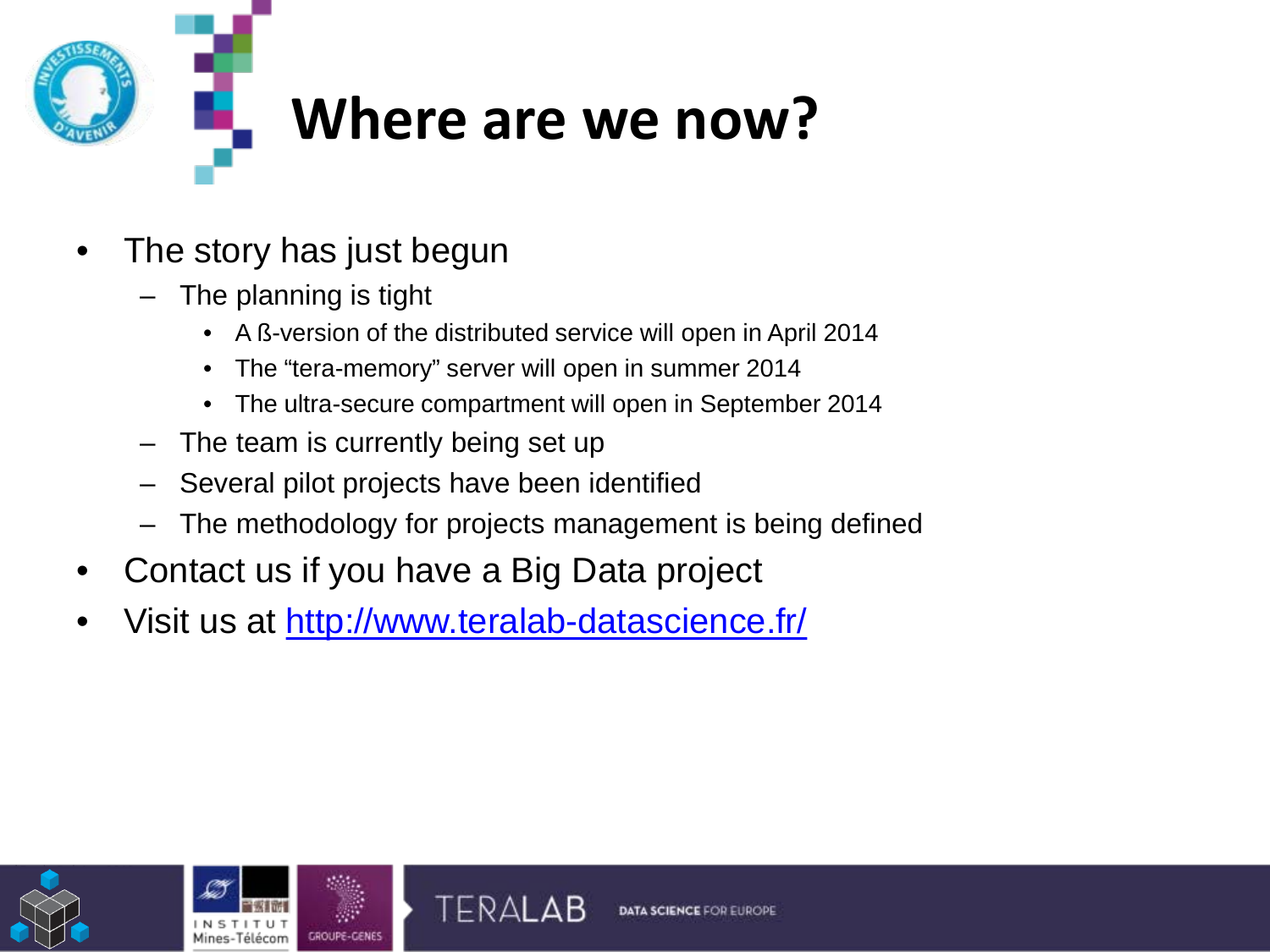# Where are we now?

- The story has just begun
  - The planning is tight
    - A ß-version of the distributed service will open in April 2014
    - The “tera-memory” server will open in summer 2014
    - The ultra-secure compartment will open in September 2014
  - The team is currently being set up
  - Several pilot projects have been identified
  - The methodology for projects management is being defined
- Contact us if you have a Big Data project
- Visit us at [http://www.teralab-datascience.fr/](http://www.teralab-datascience.fr/)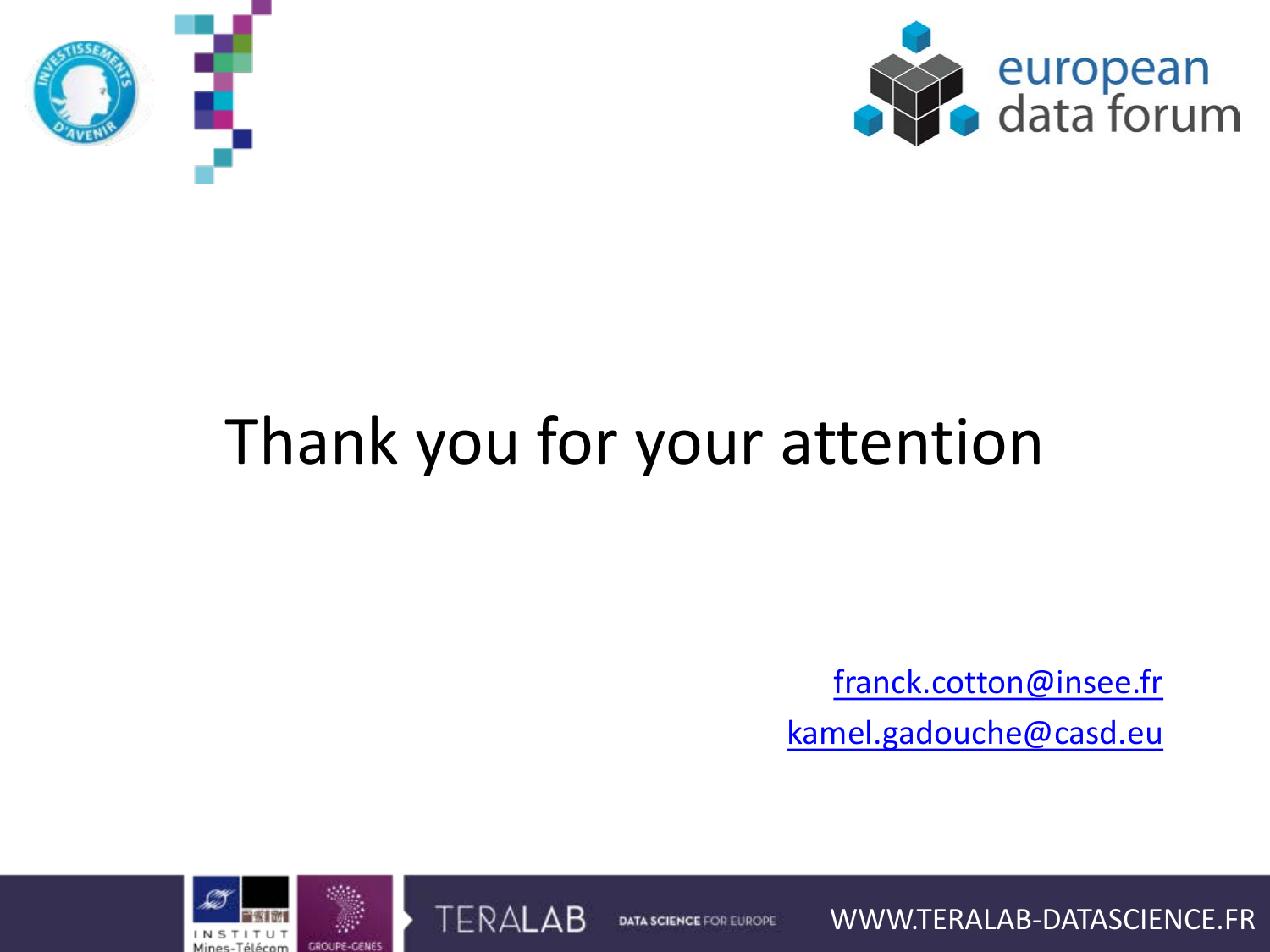# Thank you for your attention

franck.cotton@insee.fr

kamel.gadouche@casd.eu